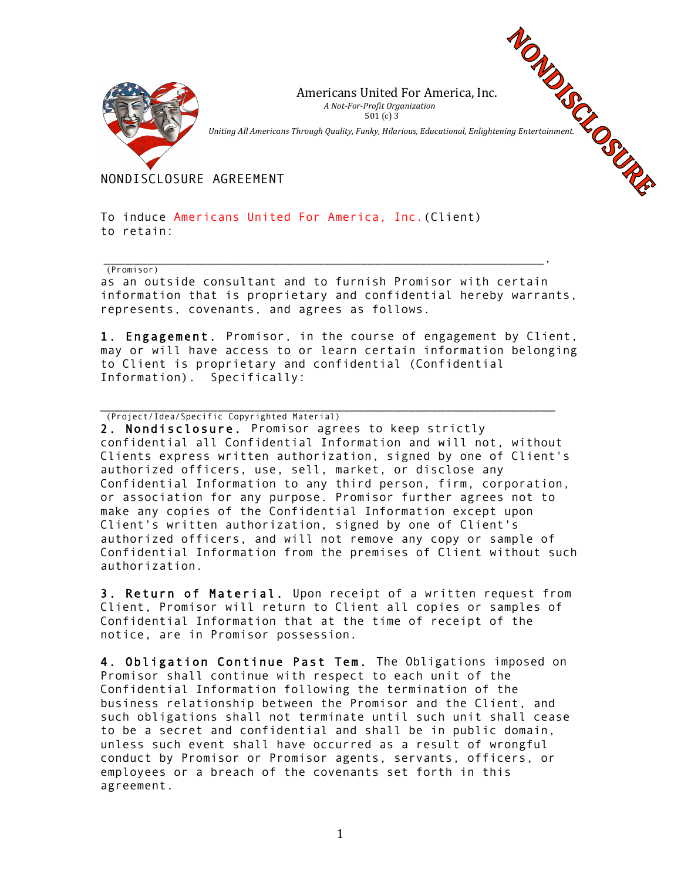Americans United For America, Inc.

*A Not-For-Profit Organization*

501 (c) 3

*Uniting All Americans Through Quality, Funky, Hilarious, Educational, Enlightening Entertainment.*

NONDISCLOSURE

# NONDISCLOSURE AGREEMENT

To induce Americans United For America, Inc.(Client) to retain:

_______________________________________________________________________,
(Promisor)

as an outside consultant and to furnish Promisor with certain information that is proprietary and confidential hereby warrants, represents, covenants, and agrees as follows.

**1. Engagement.** Promisor, in the course of engagement by Client, may or will have access to or learn certain information belonging to Client is proprietary and confidential (Confidential Information). Specifically:

_______________________________________________________________________
(Project/Idea/Specific Copyrighted Material)

**2. Nondisclosure.** Promisor agrees to keep strictly confidential all Confidential Information and will not, without Clients express written authorization, signed by one of Client's authorized officers, use, sell, market, or disclose any Confidential Information to any third person, firm, corporation, or association for any purpose. Promisor further agrees not to make any copies of the Confidential Information except upon Client's written authorization, signed by one of Client's authorized officers, and will not remove any copy or sample of Confidential Information from the premises of Client without such authorization.

**3. Return of Material.** Upon receipt of a written request from Client, Promisor will return to Client all copies or samples of Confidential Information that at the time of receipt of the notice, are in Promisor possession.

**4. Obligation Continue Past Tem.** The Obligations imposed on Promisor shall continue with respect to each unit of the Confidential Information following the termination of the business relationship between the Promisor and the Client, and such obligations shall not terminate until such unit shall cease to be a secret and confidential and shall be in public domain, unless such event shall have occurred as a result of wrongful conduct by Promisor or Promisor agents, servants, officers, or employees or a breach of the covenants set forth in this agreement.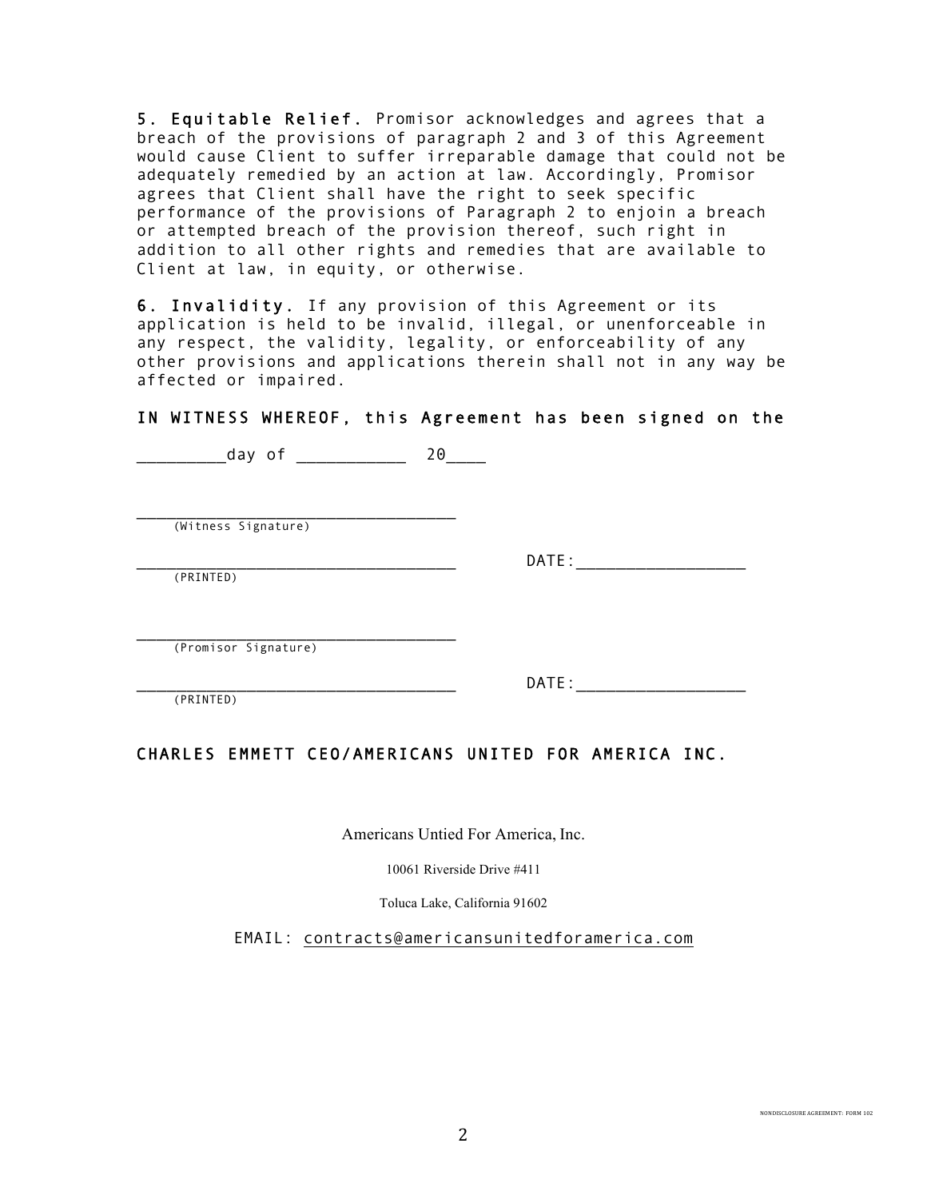**5. Equitable Relief.** Promisor acknowledges and agrees that a breach of the provisions of paragraph 2 and 3 of this Agreement would cause Client to suffer irreparable damage that could not be adequately remedied by an action at law. Accordingly, Promisor agrees that Client shall have the right to seek specific performance of the provisions of Paragraph 2 to enjoin a breach or attempted breach of the provision thereof, such right in addition to all other rights and remedies that are available to Client at law, in equity, or otherwise.

**6. Invalidity.** If any provision of this Agreement or its application is held to be invalid, illegal, or unenforceable in any respect, the validity, legality, or enforceability of any other provisions and applications therein shall not in any way be affected or impaired.

IN WITNESS WHEREOF, this Agreement has been signed on the

_________day of ___________ 20____

___________________________________
(Witness Signature)

___________________________________ DATE:_________________
(PRINTED)

___________________________________
(Promisor Signature)

___________________________________ DATE:_________________
(PRINTED)

CHARLES EMMETT CEO/AMERICANS UNITED FOR AMERICA INC.

Americans Untied For America, Inc.

10061 Riverside Drive #411

Toluca Lake, California 91602

EMAIL: contracts@americansunitedforamerica.com

NONDISCLOSURE AGREEMENT: FORM 102